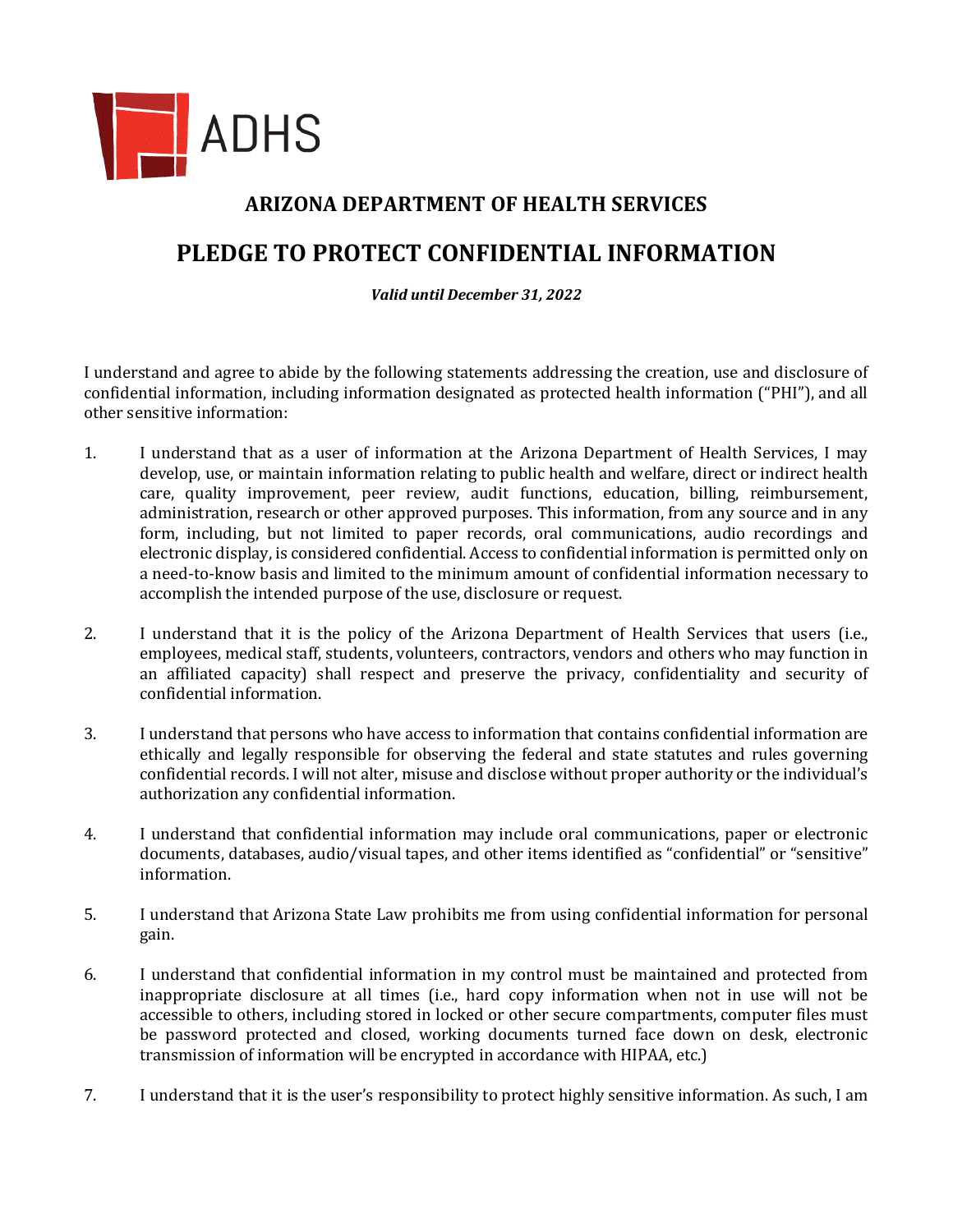ADHS

## ARIZONA DEPARTMENT OF HEALTH SERVICES

# PLEDGE TO PROTECT CONFIDENTIAL INFORMATION

***Valid until December 31, 2022***

I understand and agree to abide by the following statements addressing the creation, use and disclosure of confidential information, including information designated as protected health information ("PHI"), and all other sensitive information:

1. I understand that as a user of information at the Arizona Department of Health Services, I may develop, use, or maintain information relating to public health and welfare, direct or indirect health care, quality improvement, peer review, audit functions, education, billing, reimbursement, administration, research or other approved purposes. This information, from any source and in any form, including, but not limited to paper records, oral communications, audio recordings and electronic display, is considered confidential. Access to confidential information is permitted only on a need-to-know basis and limited to the minimum amount of confidential information necessary to accomplish the intended purpose of the use, disclosure or request.

2. I understand that it is the policy of the Arizona Department of Health Services that users (i.e., employees, medical staff, students, volunteers, contractors, vendors and others who may function in an affiliated capacity) shall respect and preserve the privacy, confidentiality and security of confidential information.

3. I understand that persons who have access to information that contains confidential information are ethically and legally responsible for observing the federal and state statutes and rules governing confidential records. I will not alter, misuse and disclose without proper authority or the individual's authorization any confidential information.

4. I understand that confidential information may include oral communications, paper or electronic documents, databases, audio/visual tapes, and other items identified as "confidential" or "sensitive" information.

5. I understand that Arizona State Law prohibits me from using confidential information for personal gain.

6. I understand that confidential information in my control must be maintained and protected from inappropriate disclosure at all times (i.e., hard copy information when not in use will not be accessible to others, including stored in locked or other secure compartments, computer files must be password protected and closed, working documents turned face down on desk, electronic transmission of information will be encrypted in accordance with HIPAA, etc.)

7. I understand that it is the user's responsibility to protect highly sensitive information. As such, I am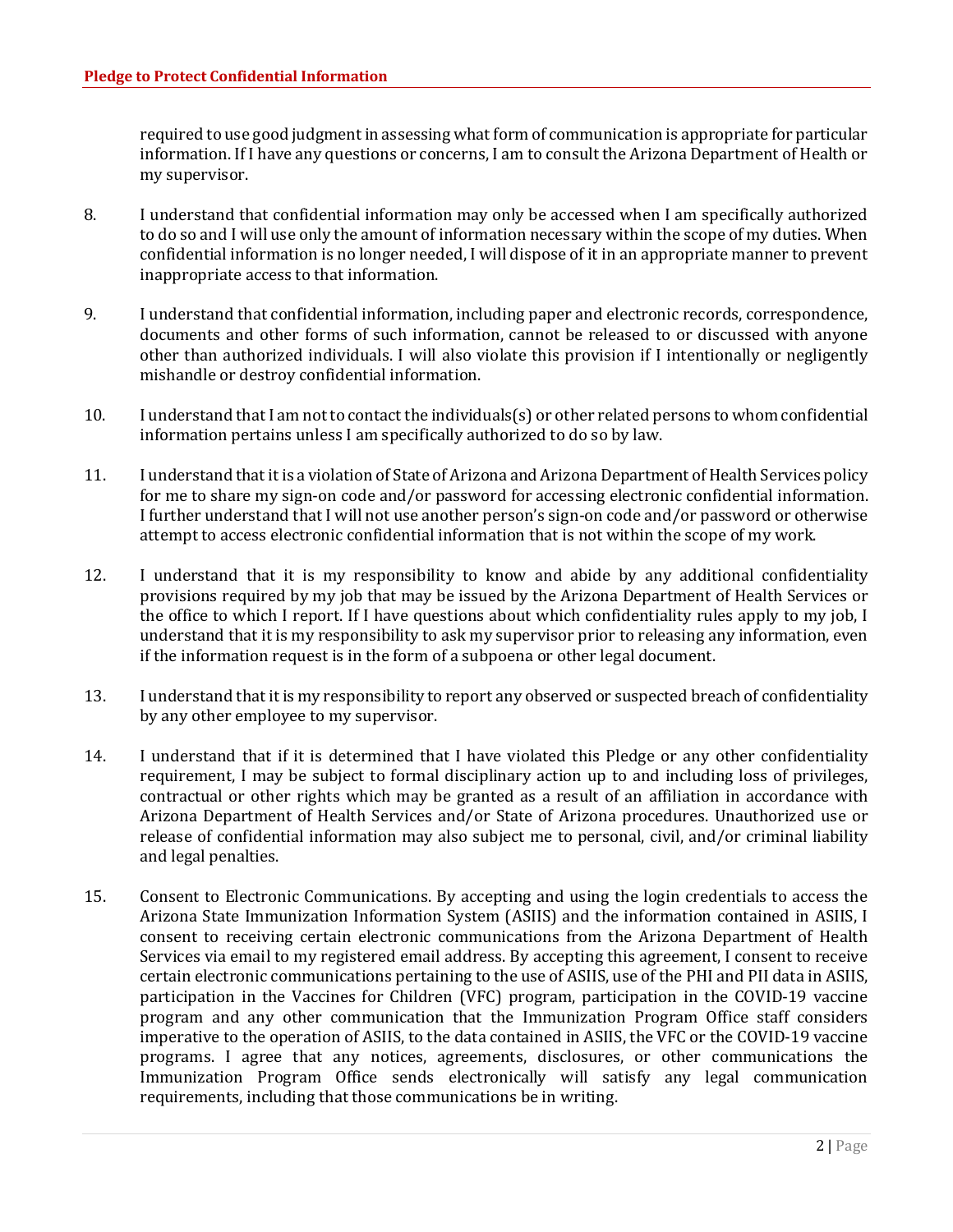required to use good judgment in assessing what form of communication is appropriate for particular information. If I have any questions or concerns, I am to consult the Arizona Department of Health or my supervisor.

8. I understand that confidential information may only be accessed when I am specifically authorized to do so and I will use only the amount of information necessary within the scope of my duties. When confidential information is no longer needed, I will dispose of it in an appropriate manner to prevent inappropriate access to that information.

9. I understand that confidential information, including paper and electronic records, correspondence, documents and other forms of such information, cannot be released to or discussed with anyone other than authorized individuals. I will also violate this provision if I intentionally or negligently mishandle or destroy confidential information.

10. I understand that I am not to contact the individuals(s) or other related persons to whom confidential information pertains unless I am specifically authorized to do so by law.

11. I understand that it is a violation of State of Arizona and Arizona Department of Health Services policy for me to share my sign-on code and/or password for accessing electronic confidential information. I further understand that I will not use another person's sign-on code and/or password or otherwise attempt to access electronic confidential information that is not within the scope of my work.

12. I understand that it is my responsibility to know and abide by any additional confidentiality provisions required by my job that may be issued by the Arizona Department of Health Services or the office to which I report. If I have questions about which confidentiality rules apply to my job, I understand that it is my responsibility to ask my supervisor prior to releasing any information, even if the information request is in the form of a subpoena or other legal document.

13. I understand that it is my responsibility to report any observed or suspected breach of confidentiality by any other employee to my supervisor.

14. I understand that if it is determined that I have violated this Pledge or any other confidentiality requirement, I may be subject to formal disciplinary action up to and including loss of privileges, contractual or other rights which may be granted as a result of an affiliation in accordance with Arizona Department of Health Services and/or State of Arizona procedures. Unauthorized use or release of confidential information may also subject me to personal, civil, and/or criminal liability and legal penalties.

15. Consent to Electronic Communications. By accepting and using the login credentials to access the Arizona State Immunization Information System (ASIIS) and the information contained in ASIIS, I consent to receiving certain electronic communications from the Arizona Department of Health Services via email to my registered email address. By accepting this agreement, I consent to receive certain electronic communications pertaining to the use of ASIIS, use of the PHI and PII data in ASIIS, participation in the Vaccines for Children (VFC) program, participation in the COVID-19 vaccine program and any other communication that the Immunization Program Office staff considers imperative to the operation of ASIIS, to the data contained in ASIIS, the VFC or the COVID-19 vaccine programs. I agree that any notices, agreements, disclosures, or other communications the Immunization Program Office sends electronically will satisfy any legal communication requirements, including that those communications be in writing.